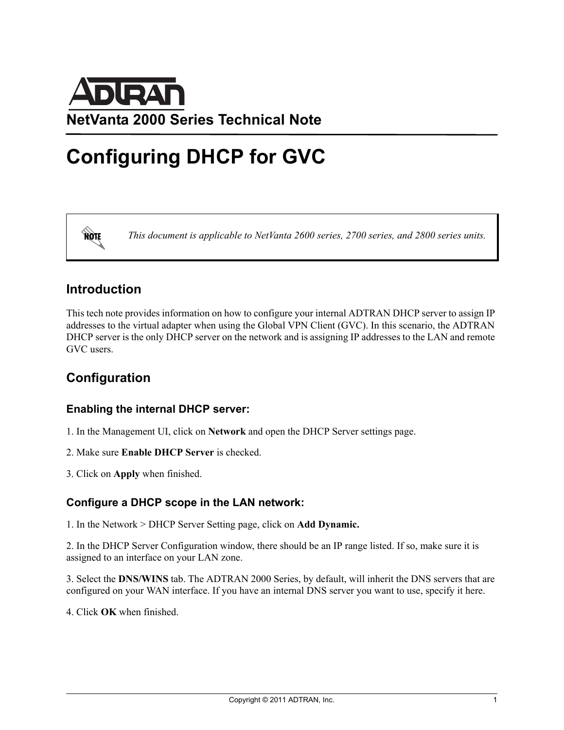ADTRAN

NetVanta 2000 Series Technical Note

# Configuring DHCP for GVC

> NOTE: *This document is applicable to NetVanta 2600 series, 2700 series, and 2800 series units.*

## Introduction

This tech note provides information on how to configure your internal ADTRAN DHCP server to assign IP addresses to the virtual adapter when using the Global VPN Client (GVC). In this scenario, the ADTRAN DHCP server is the only DHCP server on the network and is assigning IP addresses to the LAN and remote GVC users.

## Configuration

### Enabling the internal DHCP server:

1. In the Management UI, click on **Network** and open the DHCP Server settings page.

2. Make sure **Enable DHCP Server** is checked.

3. Click on **Apply** when finished.

### Configure a DHCP scope in the LAN network:

1. In the Network > DHCP Server Setting page, click on **Add Dynamic.**

2. In the DHCP Server Configuration window, there should be an IP range listed. If so, make sure it is assigned to an interface on your LAN zone.

3. Select the **DNS/WINS** tab. The ADTRAN 2000 Series, by default, will inherit the DNS servers that are configured on your WAN interface. If you have an internal DNS server you want to use, specify it here.

4. Click **OK** when finished.

Copyright © 2011 ADTRAN, Inc.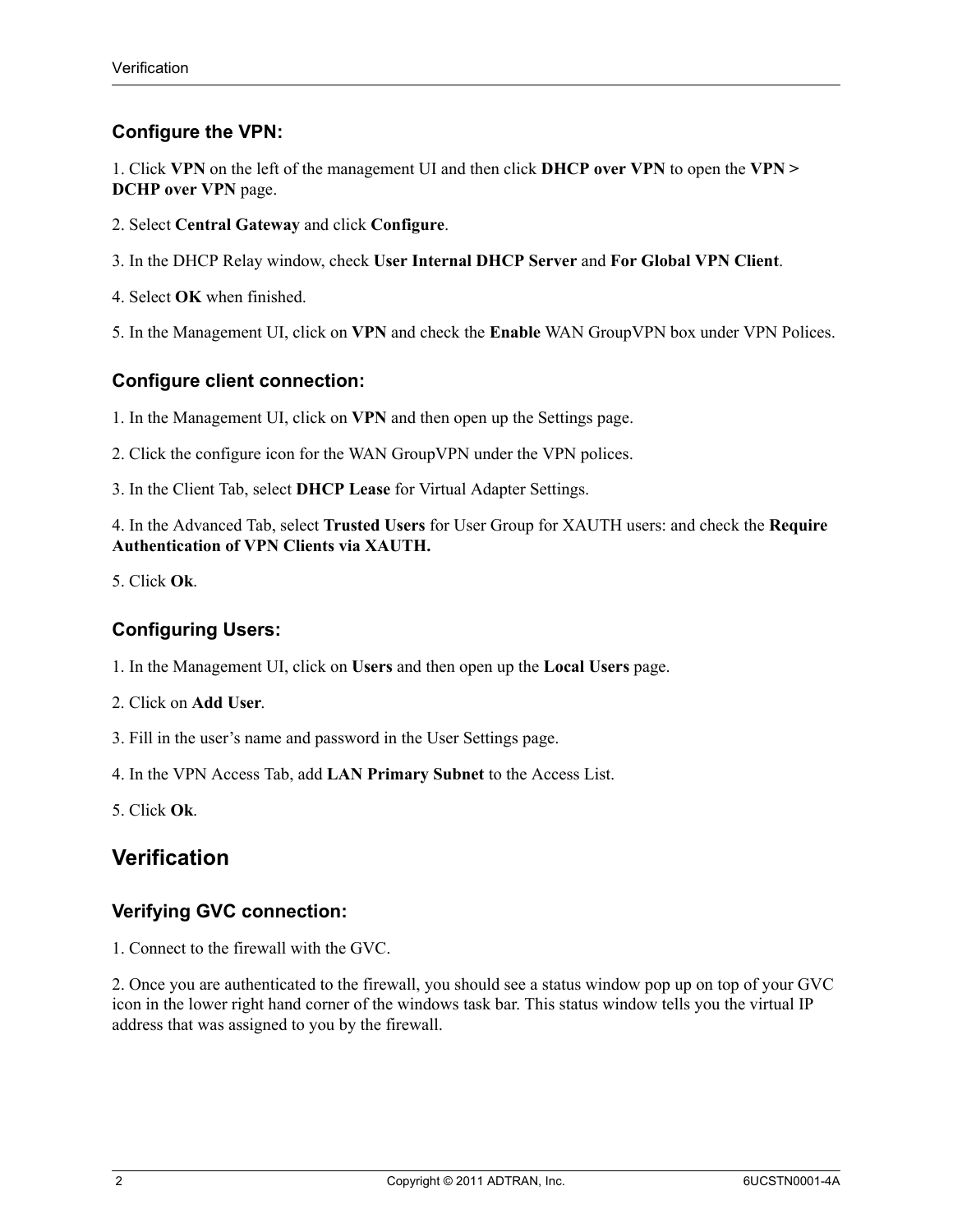### Configure the VPN:

1. Click **VPN** on the left of the management UI and then click **DHCP over VPN** to open the **VPN > DCHP over VPN** page.

2. Select **Central Gateway** and click **Configure**.

3. In the DHCP Relay window, check **User Internal DHCP Server** and **For Global VPN Client**.

4. Select **OK** when finished.

5. In the Management UI, click on **VPN** and check the **Enable** WAN GroupVPN box under VPN Polices.

### Configure client connection:

1. In the Management UI, click on **VPN** and then open up the Settings page.

2. Click the configure icon for the WAN GroupVPN under the VPN polices.

3. In the Client Tab, select **DHCP Lease** for Virtual Adapter Settings.

4. In the Advanced Tab, select **Trusted Users** for User Group for XAUTH users: and check the **Require Authentication of VPN Clients via XAUTH.**

5. Click **Ok**.

### Configuring Users:

1. In the Management UI, click on **Users** and then open up the **Local Users** page.

2. Click on **Add User**.

3. Fill in the user's name and password in the User Settings page.

4. In the VPN Access Tab, add **LAN Primary Subnet** to the Access List.

5. Click **Ok**.

## Verification

### Verifying GVC connection:

1. Connect to the firewall with the GVC.

2. Once you are authenticated to the firewall, you should see a status window pop up on top of your GVC icon in the lower right hand corner of the windows task bar. This status window tells you the virtual IP address that was assigned to you by the firewall.